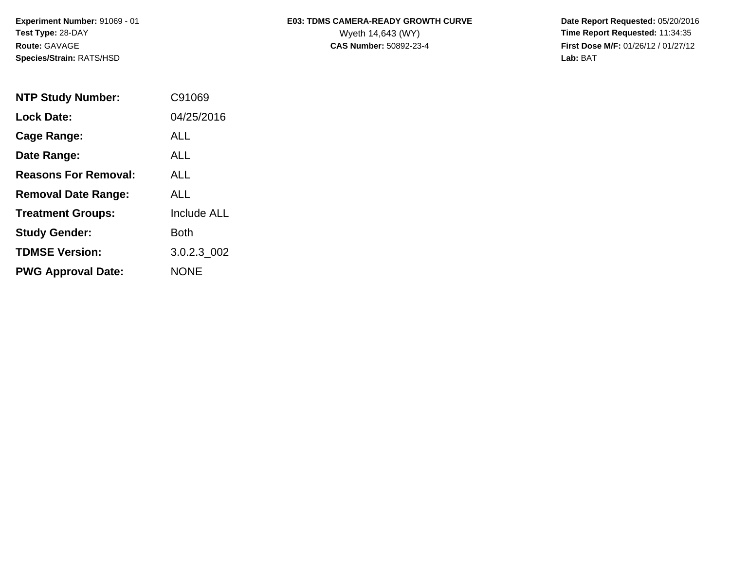**Experiment Number:** 91069 - 01
**Test Type:** 28-DAY
**Route:** GAVAGE
**Species/Strain:** RATS/HSD

**E03: TDMS CAMERA-READY GROWTH CURVE**
Wyeth 14,643 (WY)
**CAS Number:** 50892-23-4

**Date Report Requested:** 05/20/2016
**Time Report Requested:** 11:34:35
**First Dose M/F:** 01/26/12 / 01/27/12
**Lab:** BAT

| | |
|---|---|
| **NTP Study Number:** | C91069 |
| **Lock Date:** | 04/25/2016 |
| **Cage Range:** | ALL |
| **Date Range:** | ALL |
| **Reasons For Removal:** | ALL |
| **Removal Date Range:** | ALL |
| **Treatment Groups:** | Include ALL |
| **Study Gender:** | Both |
| **TDMSE Version:** | 3.0.2.3_002 |
| **PWG Approval Date:** | NONE |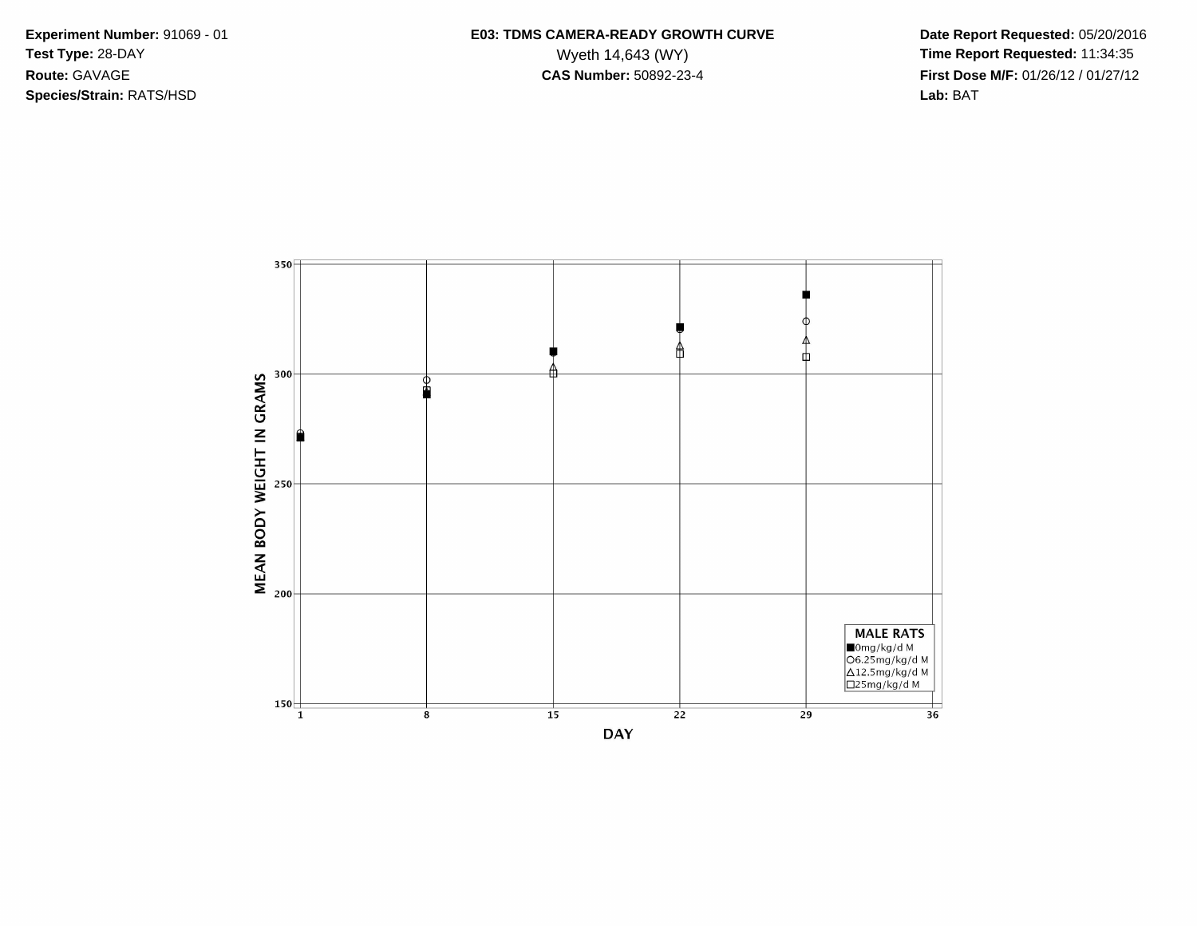**Experiment Number:** 91069 - 01
**Test Type:** 28-DAY
**Route:** GAVAGE
**Species/Strain:** RATS/HSD

**E03: TDMS CAMERA-READY GROWTH CURVE**
Wyeth 14,643 (WY)
**CAS Number:** 50892-23-4

**Date Report Requested:** 05/20/2016
**Time Report Requested:** 11:34:35
**First Dose M/F:** 01/26/12 / 01/27/12
**Lab:** BAT

MEAN BODY WEIGHT IN GRAMS

350
300
250
200
150

1 8 15 22 29 36

DAY

**MALE RATS**
■0mg/kg/d M
○6.25mg/kg/d M
△12.5mg/kg/d M
□25mg/kg/d M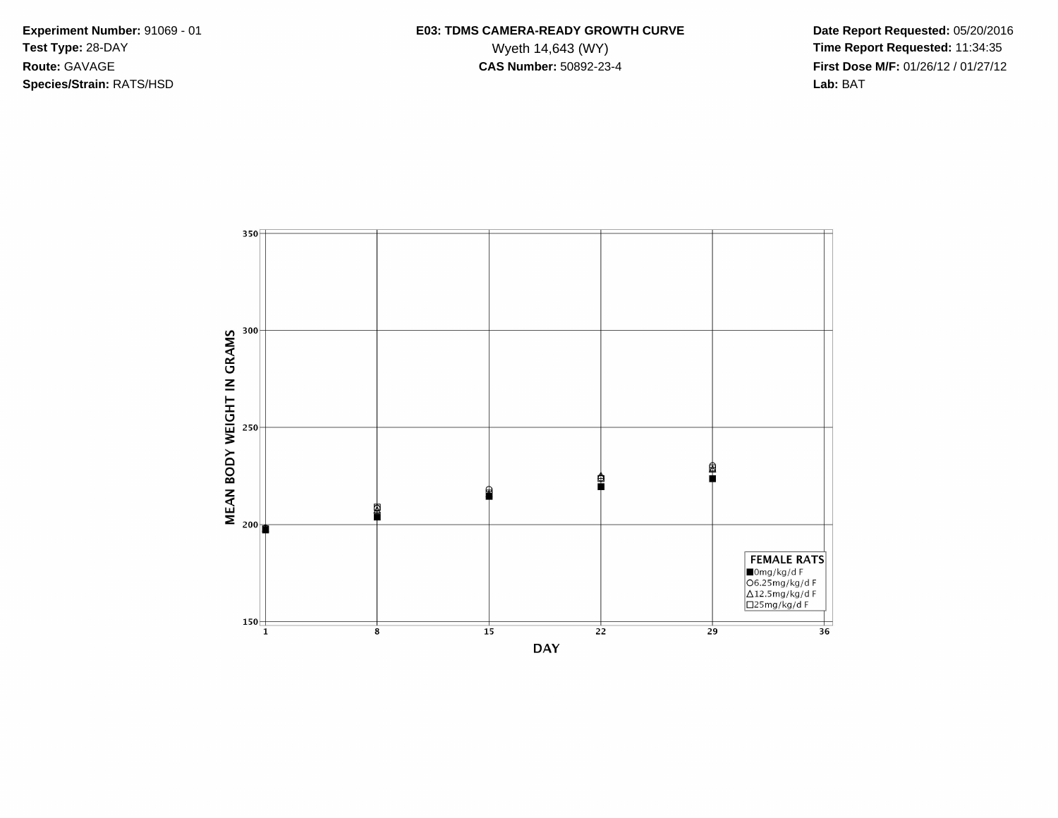**Experiment Number:** 91069 - 01
**Test Type:** 28-DAY
**Route:** GAVAGE
**Species/Strain:** RATS/HSD

**E03: TDMS CAMERA-READY GROWTH CURVE**
Wyeth 14,643 (WY)
**CAS Number:** 50892-23-4

**Date Report Requested:** 05/20/2016
**Time Report Requested:** 11:34:35
**First Dose M/F:** 01/26/12 / 01/27/12
**Lab:** BAT

MEAN BODY WEIGHT IN GRAMS

350
300
250
200
150

DAY

1
8
15
22
29
36

FEMALE RATS
■0mg/kg/d F
○6.25mg/kg/d F
△12.5mg/kg/d F
□25mg/kg/d F